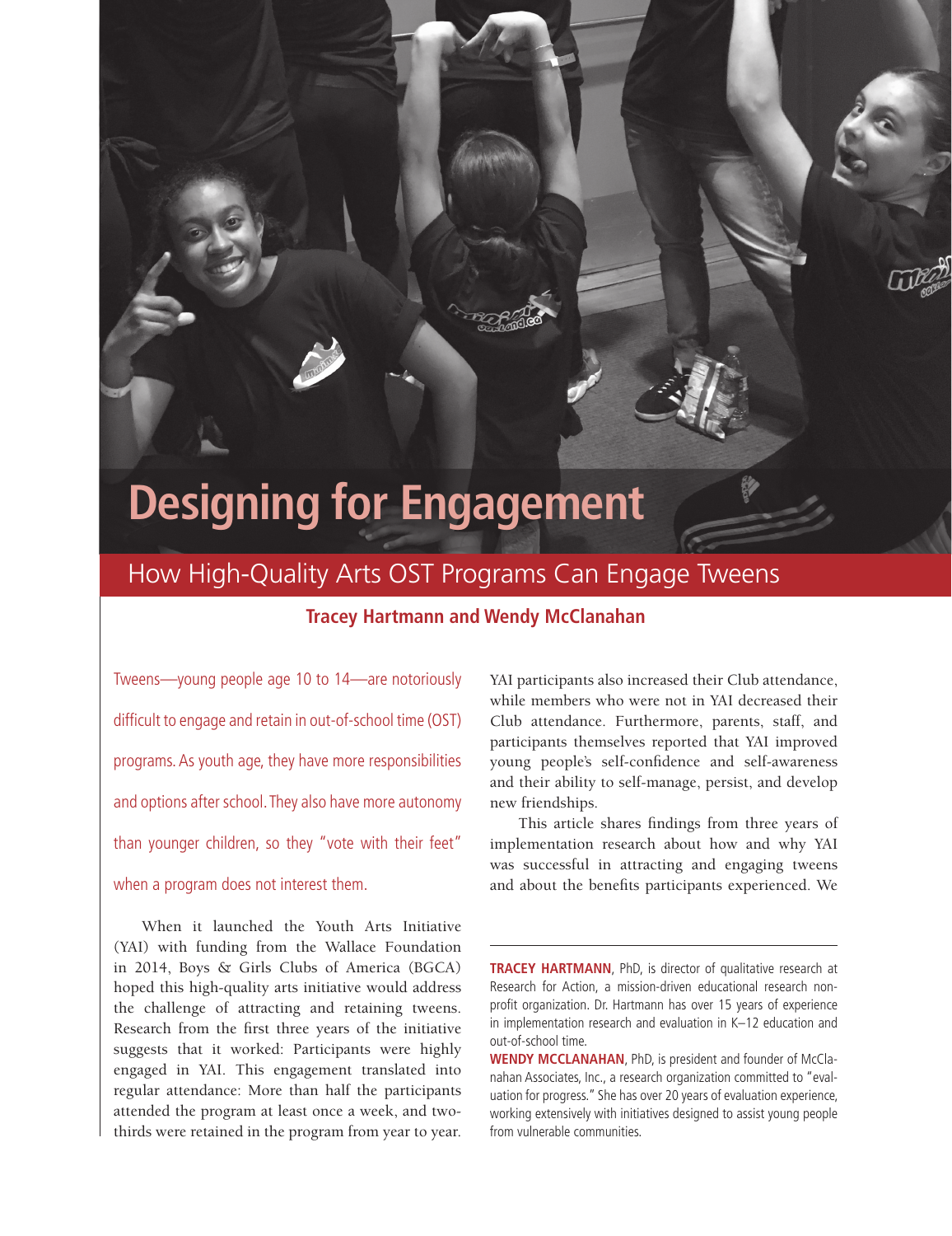# Designing for Engagement

## How High-Quality Arts OST Programs Can Engage Tweens

**Tracey Hartmann and Wendy McClanahan**

Tweens—young people age 10 to 14—are notoriously difficult to engage and retain in out-of-school time (OST) programs. As youth age, they have more responsibilities and options after school. They also have more autonomy than younger children, so they "vote with their feet" when a program does not interest them.

When it launched the Youth Arts Initiative (YAI) with funding from the Wallace Foundation in 2014, Boys & Girls Clubs of America (BGCA) hoped this high-quality arts initiative would address the challenge of attracting and retaining tweens. Research from the first three years of the initiative suggests that it worked: Participants were highly engaged in YAI. This engagement translated into regular attendance: More than half the participants attended the program at least once a week, and two-thirds were retained in the program from year to year. YAI participants also increased their Club attendance, while members who were not in YAI decreased their Club attendance. Furthermore, parents, staff, and participants themselves reported that YAI improved young people's self-confidence and self-awareness and their ability to self-manage, persist, and develop new friendships.

This article shares findings from three years of implementation research about how and why YAI was successful in attracting and engaging tweens and about the benefits participants experienced. We

---

**TRACEY HARTMANN**, PhD, is director of qualitative research at Research for Action, a mission-driven educational research nonprofit organization. Dr. Hartmann has over 15 years of experience in implementation research and evaluation in K–12 education and out-of-school time.

**WENDY MCCLANAHAN**, PhD, is president and founder of McClanahan Associates, Inc., a research organization committed to "evaluation for progress." She has over 20 years of evaluation experience, working extensively with initiatives designed to assist young people from vulnerable communities.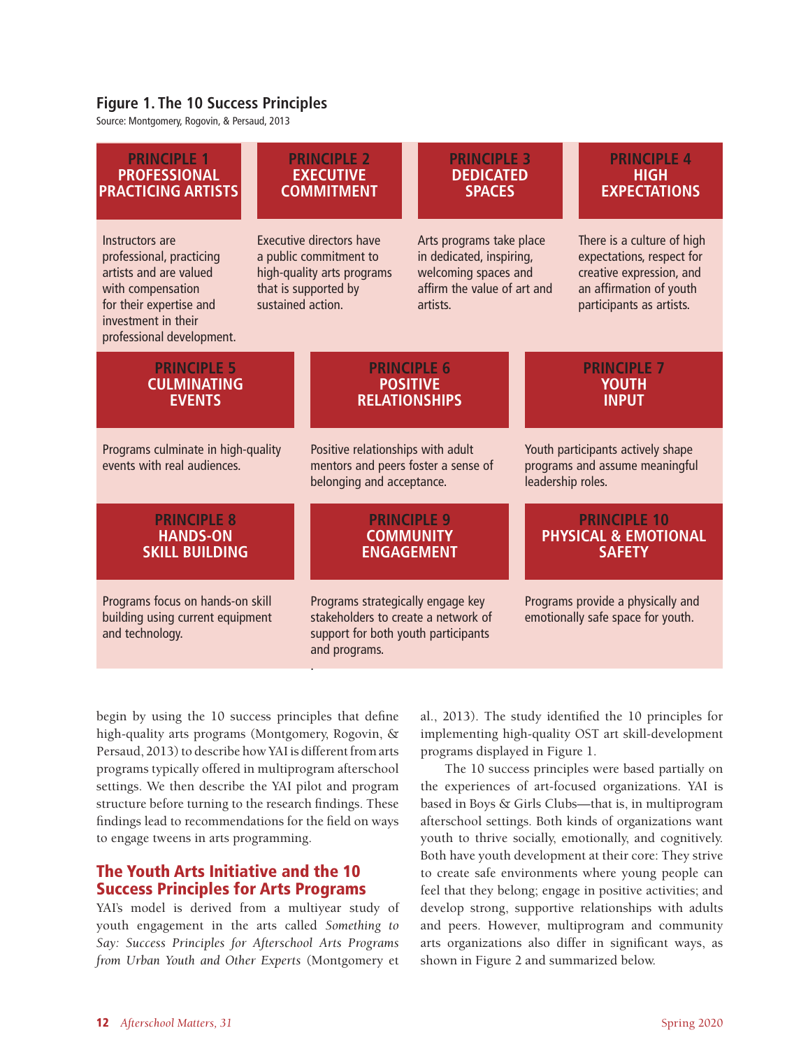**Figure 1. The 10 Success Principles**

Source: Montgomery, Rogovin, & Persaud, 2013

| Principle | Description |
|---|---|
| **PRINCIPLE 1 PROFESSIONAL PRACTICING ARTISTS** | Instructors are professional, practicing artists and are valued with compensation for their expertise and investment in their professional development. |
| **PRINCIPLE 2 EXECUTIVE COMMITMENT** | Executive directors have a public commitment to high-quality arts programs that is supported by sustained action. |
| **PRINCIPLE 3 DEDICATED SPACES** | Arts programs take place in dedicated, inspiring, welcoming spaces and affirm the value of art and artists. |
| **PRINCIPLE 4 HIGH EXPECTATIONS** | There is a culture of high expectations, respect for creative expression, and an affirmation of youth participants as artists. |
| **PRINCIPLE 5 CULMINATING EVENTS** | Programs culminate in high-quality events with real audiences. |
| **PRINCIPLE 6 POSITIVE RELATIONSHIPS** | Positive relationships with adult mentors and peers foster a sense of belonging and acceptance. |
| **PRINCIPLE 7 YOUTH INPUT** | Youth participants actively shape programs and assume meaningful leadership roles. |
| **PRINCIPLE 8 HANDS-ON SKILL BUILDING** | Programs focus on hands-on skill building using current equipment and technology. |
| **PRINCIPLE 9 COMMUNITY ENGAGEMENT** | Programs strategically engage key stakeholders to create a network of support for both youth participants and programs. |
| **PRINCIPLE 10 PHYSICAL & EMOTIONAL SAFETY** | Programs provide a physically and emotionally safe space for youth. |

begin by using the 10 success principles that define high-quality arts programs (Montgomery, Rogovin, & Persaud, 2013) to describe how YAI is different from arts programs typically offered in multiprogram afterschool settings. We then describe the YAI pilot and program structure before turning to the research findings. These findings lead to recommendations for the field on ways to engage tweens in arts programming.

## The Youth Arts Initiative and the 10 Success Principles for Arts Programs

YAI's model is derived from a multiyear study of youth engagement in the arts called *Something to Say: Success Principles for Afterschool Arts Programs from Urban Youth and Other Experts* (Montgomery et al., 2013). The study identified the 10 principles for implementing high-quality OST art skill-development programs displayed in Figure 1.

The 10 success principles were based partially on the experiences of art-focused organizations. YAI is based in Boys & Girls Clubs—that is, in multiprogram afterschool settings. Both kinds of organizations want youth to thrive socially, emotionally, and cognitively. Both have youth development at their core: They strive to create safe environments where young people can feel that they belong; engage in positive activities; and develop strong, supportive relationships with adults and peers. However, multiprogram and community arts organizations also differ in significant ways, as shown in Figure 2 and summarized below.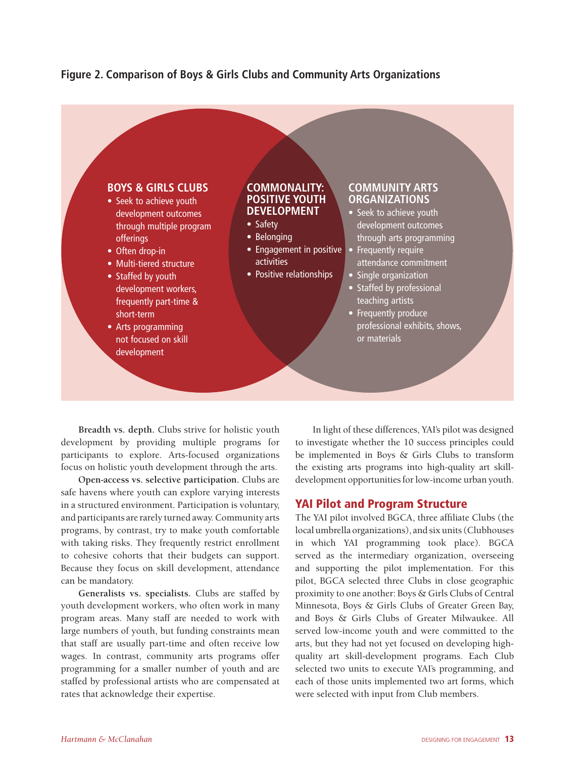**Figure 2. Comparison of Boys & Girls Clubs and Community Arts Organizations**

**BOYS & GIRLS CLUBS**

- Seek to achieve youth development outcomes through multiple program offerings
- Often drop-in
- Multi-tiered structure
- Staffed by youth development workers, frequently part-time & short-term
- Arts programming not focused on skill development

**COMMONALITY: POSITIVE YOUTH DEVELOPMENT**

- Safety
- Belonging
- Engagement in positive activities
- Positive relationships

**COMMUNITY ARTS ORGANIZATIONS**

- Seek to achieve youth development outcomes through arts programming
- Frequently require attendance commitment
- Single organization
- Staffed by professional teaching artists
- Frequently produce professional exhibits, shows, or materials

**Breadth vs. depth.** Clubs strive for holistic youth development by providing multiple programs for participants to explore. Arts-focused organizations focus on holistic youth development through the arts.

**Open-access vs. selective participation.** Clubs are safe havens where youth can explore varying interests in a structured environment. Participation is voluntary, and participants are rarely turned away. Community arts programs, by contrast, try to make youth comfortable with taking risks. They frequently restrict enrollment to cohesive cohorts that their budgets can support. Because they focus on skill development, attendance can be mandatory.

**Generalists vs. specialists.** Clubs are staffed by youth development workers, who often work in many program areas. Many staff are needed to work with large numbers of youth, but funding constraints mean that staff are usually part-time and often receive low wages. In contrast, community arts programs offer programming for a smaller number of youth and are staffed by professional artists who are compensated at rates that acknowledge their expertise.

In light of these differences, YAI's pilot was designed to investigate whether the 10 success principles could be implemented in Boys & Girls Clubs to transform the existing arts programs into high-quality art skill-development opportunities for low-income urban youth.

## YAI Pilot and Program Structure

The YAI pilot involved BGCA, three affiliate Clubs (the local umbrella organizations), and six units (Clubhouses in which YAI programming took place). BGCA served as the intermediary organization, overseeing and supporting the pilot implementation. For this pilot, BGCA selected three Clubs in close geographic proximity to one another: Boys & Girls Clubs of Central Minnesota, Boys & Girls Clubs of Greater Green Bay, and Boys & Girls Clubs of Greater Milwaukee. All served low-income youth and were committed to the arts, but they had not yet focused on developing high-quality art skill-development programs. Each Club selected two units to execute YAI's programming, and each of those units implemented two art forms, which were selected with input from Club members.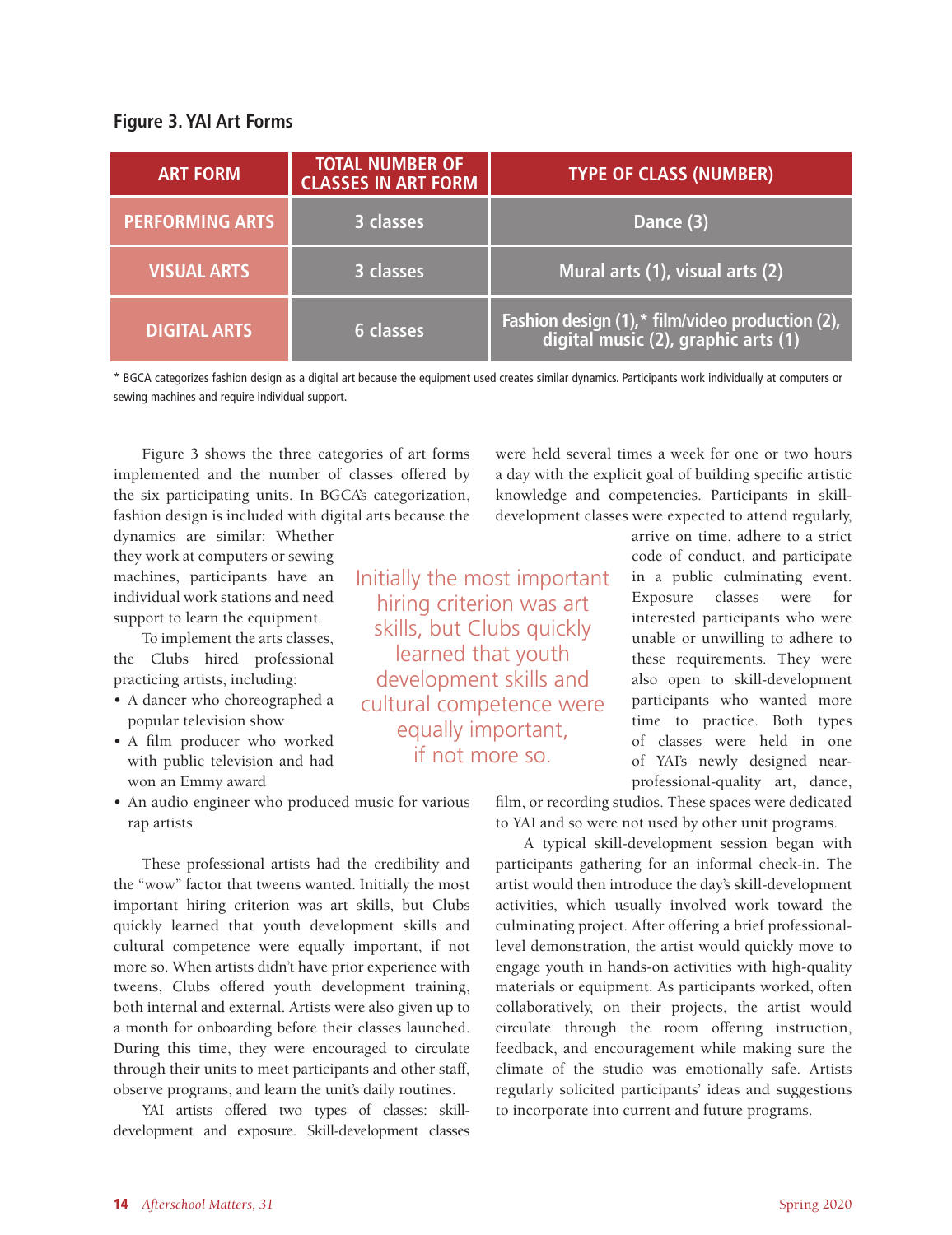**Figure 3. YAI Art Forms**

| ART FORM | TOTAL NUMBER OF CLASSES IN ART FORM | TYPE OF CLASS (NUMBER) |
|---|---|---|
| PERFORMING ARTS | 3 classes | Dance (3) |
| VISUAL ARTS | 3 classes | Mural arts (1), visual arts (2) |
| DIGITAL ARTS | 6 classes | Fashion design (1),* film/video production (2), digital music (2), graphic arts (1) |

* BGCA categorizes fashion design as a digital art because the equipment used creates similar dynamics. Participants work individually at computers or sewing machines and require individual support.

Figure 3 shows the three categories of art forms implemented and the number of classes offered by the six participating units. In BGCA's categorization, fashion design is included with digital arts because the dynamics are similar: Whether they work at computers or sewing machines, participants have an individual work stations and need support to learn the equipment.

To implement the arts classes, the Clubs hired professional practicing artists, including:

- A dancer who choreographed a popular television show
- A film producer who worked with public television and had won an Emmy award
- An audio engineer who produced music for various rap artists

These professional artists had the credibility and the "wow" factor that tweens wanted. Initially the most important hiring criterion was art skills, but Clubs quickly learned that youth development skills and cultural competence were equally important, if not more so. When artists didn't have prior experience with tweens, Clubs offered youth development training, both internal and external. Artists were also given up to a month for onboarding before their classes launched. During this time, they were encouraged to circulate through their units to meet participants and other staff, observe programs, and learn the unit's daily routines.

YAI artists offered two types of classes: skill-development and exposure. Skill-development classes were held several times a week for one or two hours a day with the explicit goal of building specific artistic knowledge and competencies. Participants in skill-development classes were expected to attend regularly, arrive on time, adhere to a strict code of conduct, and participate in a public culminating event. Exposure classes were for interested participants who were unable or unwilling to adhere to these requirements. They were also open to skill-development participants who wanted more time to practice. Both types of classes were held in one of YAI's newly designed near-professional-quality art, dance, film, or recording studios. These spaces were dedicated to YAI and so were not used by other unit programs.

> Initially the most important hiring criterion was art skills, but Clubs quickly learned that youth development skills and cultural competence were equally important, if not more so.

A typical skill-development session began with participants gathering for an informal check-in. The artist would then introduce the day's skill-development activities, which usually involved work toward the culminating project. After offering a brief professional-level demonstration, the artist would quickly move to engage youth in hands-on activities with high-quality materials or equipment. As participants worked, often collaboratively, on their projects, the artist would circulate through the room offering instruction, feedback, and encouragement while making sure the climate of the studio was emotionally safe. Artists regularly solicited participants' ideas and suggestions to incorporate into current and future programs.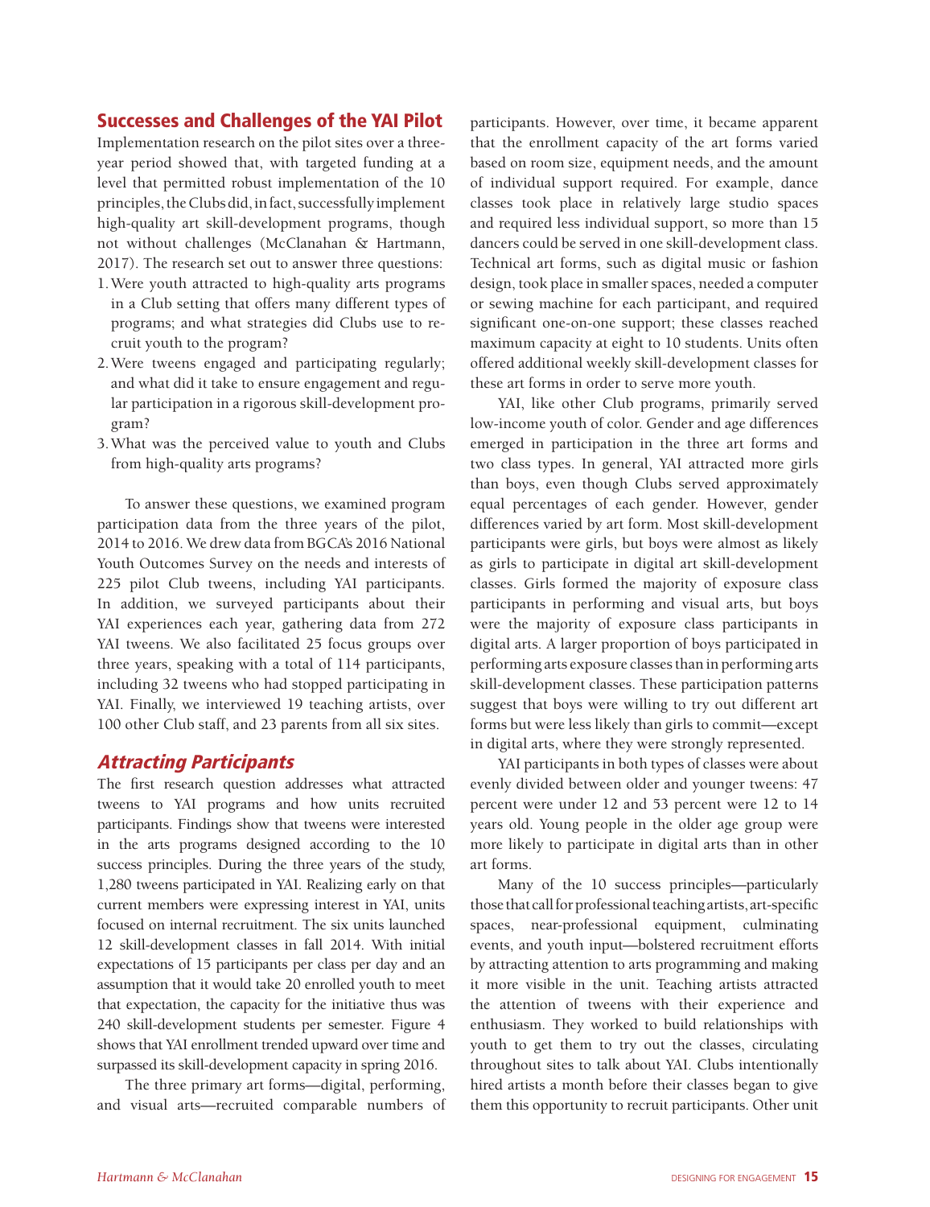## Successes and Challenges of the YAI Pilot

Implementation research on the pilot sites over a three-year period showed that, with targeted funding at a level that permitted robust implementation of the 10 principles, the Clubs did, in fact, successfully implement high-quality art skill-development programs, though not without challenges (McClanahan & Hartmann, 2017). The research set out to answer three questions:

1. Were youth attracted to high-quality arts programs in a Club setting that offers many different types of programs; and what strategies did Clubs use to recruit youth to the program?
2. Were tweens engaged and participating regularly; and what did it take to ensure engagement and regular participation in a rigorous skill-development program?
3. What was the perceived value to youth and Clubs from high-quality arts programs?

To answer these questions, we examined program participation data from the three years of the pilot, 2014 to 2016. We drew data from BGCA's 2016 National Youth Outcomes Survey on the needs and interests of 225 pilot Club tweens, including YAI participants. In addition, we surveyed participants about their YAI experiences each year, gathering data from 272 YAI tweens. We also facilitated 25 focus groups over three years, speaking with a total of 114 participants, including 32 tweens who had stopped participating in YAI. Finally, we interviewed 19 teaching artists, over 100 other Club staff, and 23 parents from all six sites.

### *Attracting Participants*

The first research question addresses what attracted tweens to YAI programs and how units recruited participants. Findings show that tweens were interested in the arts programs designed according to the 10 success principles. During the three years of the study, 1,280 tweens participated in YAI. Realizing early on that current members were expressing interest in YAI, units focused on internal recruitment. The six units launched 12 skill-development classes in fall 2014. With initial expectations of 15 participants per class per day and an assumption that it would take 20 enrolled youth to meet that expectation, the capacity for the initiative thus was 240 skill-development students per semester. Figure 4 shows that YAI enrollment trended upward over time and surpassed its skill-development capacity in spring 2016.

The three primary art forms—digital, performing, and visual arts—recruited comparable numbers of participants. However, over time, it became apparent that the enrollment capacity of the art forms varied based on room size, equipment needs, and the amount of individual support required. For example, dance classes took place in relatively large studio spaces and required less individual support, so more than 15 dancers could be served in one skill-development class. Technical art forms, such as digital music or fashion design, took place in smaller spaces, needed a computer or sewing machine for each participant, and required significant one-on-one support; these classes reached maximum capacity at eight to 10 students. Units often offered additional weekly skill-development classes for these art forms in order to serve more youth.

YAI, like other Club programs, primarily served low-income youth of color. Gender and age differences emerged in participation in the three art forms and two class types. In general, YAI attracted more girls than boys, even though Clubs served approximately equal percentages of each gender. However, gender differences varied by art form. Most skill-development participants were girls, but boys were almost as likely as girls to participate in digital art skill-development classes. Girls formed the majority of exposure class participants in performing and visual arts, but boys were the majority of exposure class participants in digital arts. A larger proportion of boys participated in performing arts exposure classes than in performing arts skill-development classes. These participation patterns suggest that boys were willing to try out different art forms but were less likely than girls to commit—except in digital arts, where they were strongly represented.

YAI participants in both types of classes were about evenly divided between older and younger tweens: 47 percent were under 12 and 53 percent were 12 to 14 years old. Young people in the older age group were more likely to participate in digital arts than in other art forms.

Many of the 10 success principles—particularly those that call for professional teaching artists, art-specific spaces, near-professional equipment, culminating events, and youth input—bolstered recruitment efforts by attracting attention to arts programming and making it more visible in the unit. Teaching artists attracted the attention of tweens with their experience and enthusiasm. They worked to build relationships with youth to get them to try out the classes, circulating throughout sites to talk about YAI. Clubs intentionally hired artists a month before their classes began to give them this opportunity to recruit participants. Other unit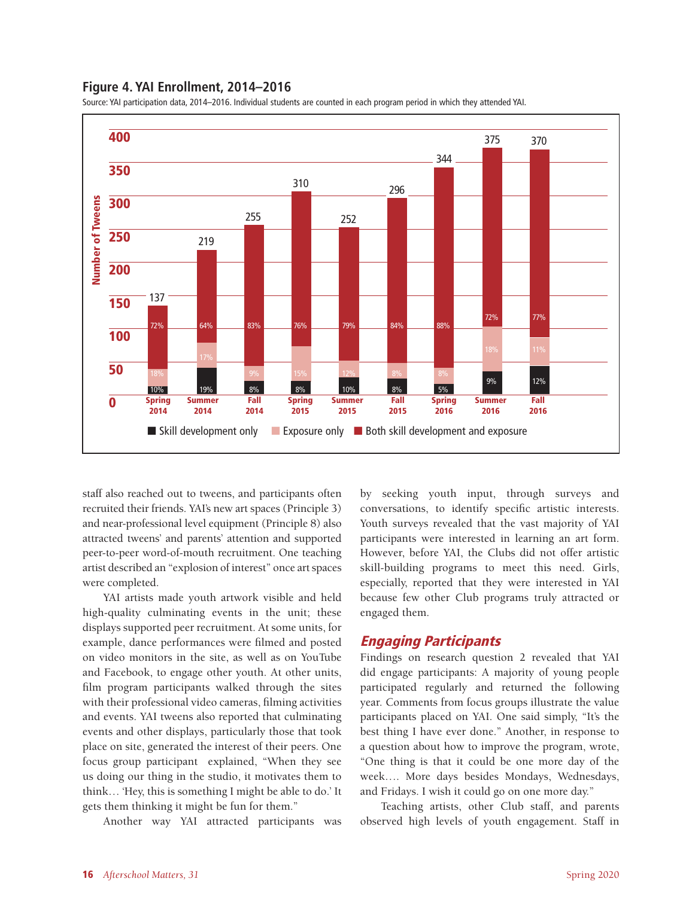## Figure 4. YAI Enrollment, 2014–2016

Source: YAI participation data, 2014–2016. Individual students are counted in each program period in which they attended YAI.

| Program period | Total tweens | Skill development only | Exposure only | Both skill development and exposure |
|---|---|---|---|---|
| Spring 2014 | 137 | 10% | 18% | 72% |
| Summer 2014 | 219 | 19% | 17% | 64% |
| Fall 2014 | 255 | 8% | 9% | 83% |
| Spring 2015 | 310 | 8% | 15% | 76% |
| Summer 2015 | 252 | 10% | 12% | 79% |
| Fall 2015 | 296 | 8% | 8% | 84% |
| Spring 2016 | 344 | 5% | 8% | 88% |
| Summer 2016 | 375 | 9% | 18% | 72% |
| Fall 2016 | 370 | 12% | 11% | 77% |

staff also reached out to tweens, and participants often recruited their friends. YAI's new art spaces (Principle 3) and near-professional level equipment (Principle 8) also attracted tweens' and parents' attention and supported peer-to-peer word-of-mouth recruitment. One teaching artist described an "explosion of interest" once art spaces were completed.

YAI artists made youth artwork visible and held high-quality culminating events in the unit; these displays supported peer recruitment. At some units, for example, dance performances were filmed and posted on video monitors in the site, as well as on YouTube and Facebook, to engage other youth. At other units, film program participants walked through the sites with their professional video cameras, filming activities and events. YAI tweens also reported that culminating events and other displays, particularly those that took place on site, generated the interest of their peers. One focus group participant explained, "When they see us doing our thing in the studio, it motivates them to think… 'Hey, this is something I might be able to do.' It gets them thinking it might be fun for them."

Another way YAI attracted participants was by seeking youth input, through surveys and conversations, to identify specific artistic interests. Youth surveys revealed that the vast majority of YAI participants were interested in learning an art form. However, before YAI, the Clubs did not offer artistic skill-building programs to meet this need. Girls, especially, reported that they were interested in YAI because few other Club programs truly attracted or engaged them.

### *Engaging Participants*

Findings on research question 2 revealed that YAI did engage participants: A majority of young people participated regularly and returned the following year. Comments from focus groups illustrate the value participants placed on YAI. One said simply, "It's the best thing I have ever done." Another, in response to a question about how to improve the program, wrote, "One thing is that it could be one more day of the week…. More days besides Mondays, Wednesdays, and Fridays. I wish it could go on one more day."

Teaching artists, other Club staff, and parents observed high levels of youth engagement. Staff in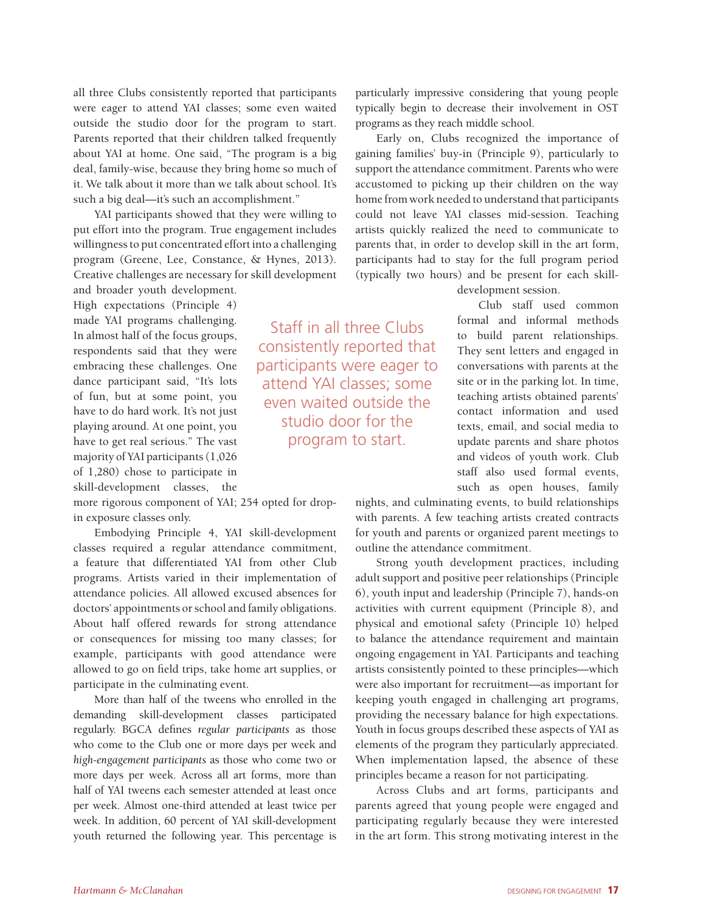all three Clubs consistently reported that participants were eager to attend YAI classes; some even waited outside the studio door for the program to start. Parents reported that their children talked frequently about YAI at home. One said, "The program is a big deal, family-wise, because they bring home so much of it. We talk about it more than we talk about school. It's such a big deal—it's such an accomplishment."

YAI participants showed that they were willing to put effort into the program. True engagement includes willingness to put concentrated effort into a challenging program (Greene, Lee, Constance, & Hynes, 2013). Creative challenges are necessary for skill development and broader youth development. High expectations (Principle 4) made YAI programs challenging. In almost half of the focus groups, respondents said that they were embracing these challenges. One dance participant said, "It's lots of fun, but at some point, you have to do hard work. It's not just playing around. At one point, you have to get real serious." The vast majority of YAI participants (1,026 of 1,280) chose to participate in skill-development classes, the more rigorous component of YAI; 254 opted for drop-in exposure classes only.

> Staff in all three Clubs consistently reported that participants were eager to attend YAI classes; some even waited outside the studio door for the program to start.

Embodying Principle 4, YAI skill-development classes required a regular attendance commitment, a feature that differentiated YAI from other Club programs. Artists varied in their implementation of attendance policies. All allowed excused absences for doctors' appointments or school and family obligations. About half offered rewards for strong attendance or consequences for missing too many classes; for example, participants with good attendance were allowed to go on field trips, take home art supplies, or participate in the culminating event.

More than half of the tweens who enrolled in the demanding skill-development classes participated regularly. BGCA defines *regular participants* as those who come to the Club one or more days per week and *high-engagement participants* as those who come two or more days per week. Across all art forms, more than half of YAI tweens each semester attended at least once per week. Almost one-third attended at least twice per week. In addition, 60 percent of YAI skill-development youth returned the following year. This percentage is particularly impressive considering that young people typically begin to decrease their involvement in OST programs as they reach middle school.

Early on, Clubs recognized the importance of gaining families' buy-in (Principle 9), particularly to support the attendance commitment. Parents who were accustomed to picking up their children on the way home from work needed to understand that participants could not leave YAI classes mid-session. Teaching artists quickly realized the need to communicate to parents that, in order to develop skill in the art form, participants had to stay for the full program period (typically two hours) and be present for each skill-development session.

Club staff used common formal and informal methods to build parent relationships. They sent letters and engaged in conversations with parents at the site or in the parking lot. In time, teaching artists obtained parents' contact information and used texts, email, and social media to update parents and share photos and videos of youth work. Club staff also used formal events, such as open houses, family nights, and culminating events, to build relationships with parents. A few teaching artists created contracts for youth and parents or organized parent meetings to outline the attendance commitment.

Strong youth development practices, including adult support and positive peer relationships (Principle 6), youth input and leadership (Principle 7), hands-on activities with current equipment (Principle 8), and physical and emotional safety (Principle 10) helped to balance the attendance requirement and maintain ongoing engagement in YAI. Participants and teaching artists consistently pointed to these principles—which were also important for recruitment—as important for keeping youth engaged in challenging art programs, providing the necessary balance for high expectations. Youth in focus groups described these aspects of YAI as elements of the program they particularly appreciated. When implementation lapsed, the absence of these principles became a reason for not participating.

Across Clubs and art forms, participants and parents agreed that young people were engaged and participating regularly because they were interested in the art form. This strong motivating interest in the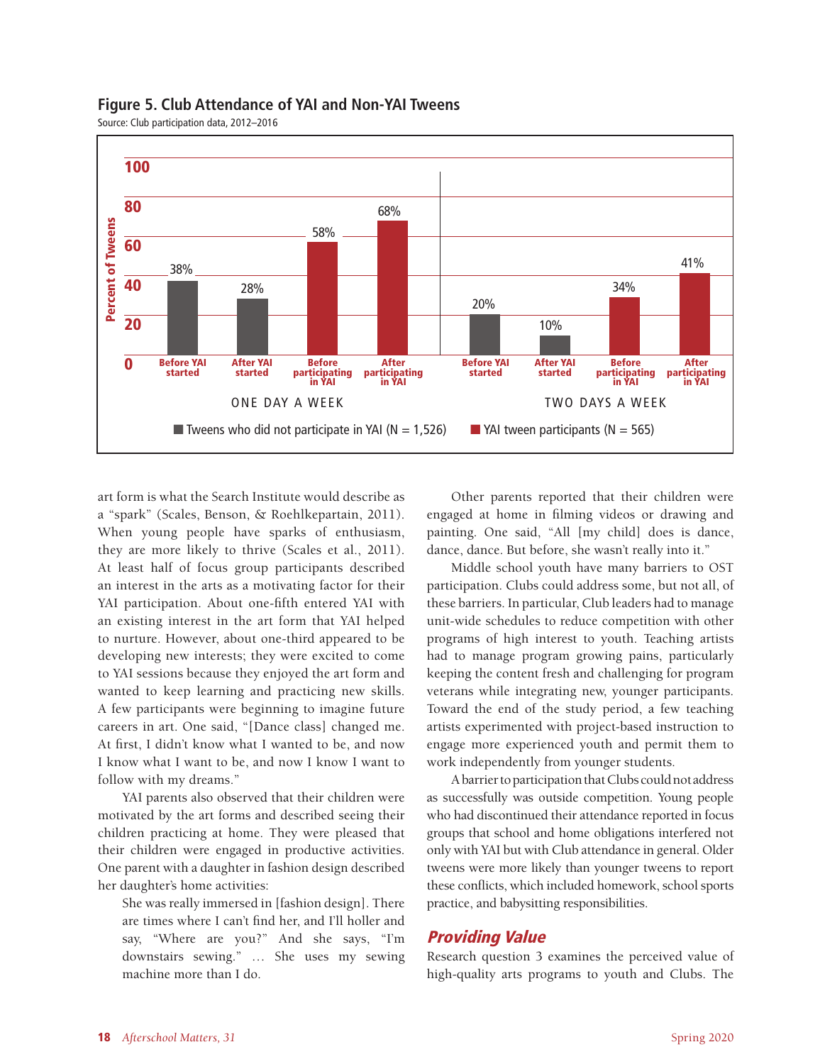**Figure 5. Club Attendance of YAI and Non-YAI Tweens**

Source: Club participation data, 2012–2016

| | Before YAI started | After YAI started | Before participating in YAI | After participating in YAI |
|---|---|---|---|---|
| One day a week | 38% | 28% | 58% | 68% |
| Two days a week | 20% | 10% | 34% | 41% |

Tweens who did not participate in YAI (N = 1,526): "Before YAI started" and "After YAI started". YAI tween participants (N = 565): "Before participating in YAI" and "After participating in YAI".

art form is what the Search Institute would describe as a "spark" (Scales, Benson, & Roehlkepartain, 2011). When young people have sparks of enthusiasm, they are more likely to thrive (Scales et al., 2011). At least half of focus group participants described an interest in the arts as a motivating factor for their YAI participation. About one-fifth entered YAI with an existing interest in the art form that YAI helped to nurture. However, about one-third appeared to be developing new interests; they were excited to come to YAI sessions because they enjoyed the art form and wanted to keep learning and practicing new skills. A few participants were beginning to imagine future careers in art. One said, "[Dance class] changed me. At first, I didn't know what I wanted to be, and now I know what I want to be, and now I know I want to follow with my dreams."

YAI parents also observed that their children were motivated by the art forms and described seeing their children practicing at home. They were pleased that their children were engaged in productive activities. One parent with a daughter in fashion design described her daughter's home activities:

> She was really immersed in [fashion design]. There are times where I can't find her, and I'll holler and say, "Where are you?" And she says, "I'm downstairs sewing." … She uses my sewing machine more than I do.

Other parents reported that their children were engaged at home in filming videos or drawing and painting. One said, "All [my child] does is dance, dance, dance. But before, she wasn't really into it."

Middle school youth have many barriers to OST participation. Clubs could address some, but not all, of these barriers. In particular, Club leaders had to manage unit-wide schedules to reduce competition with other programs of high interest to youth. Teaching artists had to manage program growing pains, particularly keeping the content fresh and challenging for program veterans while integrating new, younger participants. Toward the end of the study period, a few teaching artists experimented with project-based instruction to engage more experienced youth and permit them to work independently from younger students.

A barrier to participation that Clubs could not address as successfully was outside competition. Young people who had discontinued their attendance reported in focus groups that school and home obligations interfered not only with YAI but with Club attendance in general. Older tweens were more likely than younger tweens to report these conflicts, which included homework, school sports practice, and babysitting responsibilities.

## *Providing Value*

Research question 3 examines the perceived value of high-quality arts programs to youth and Clubs. The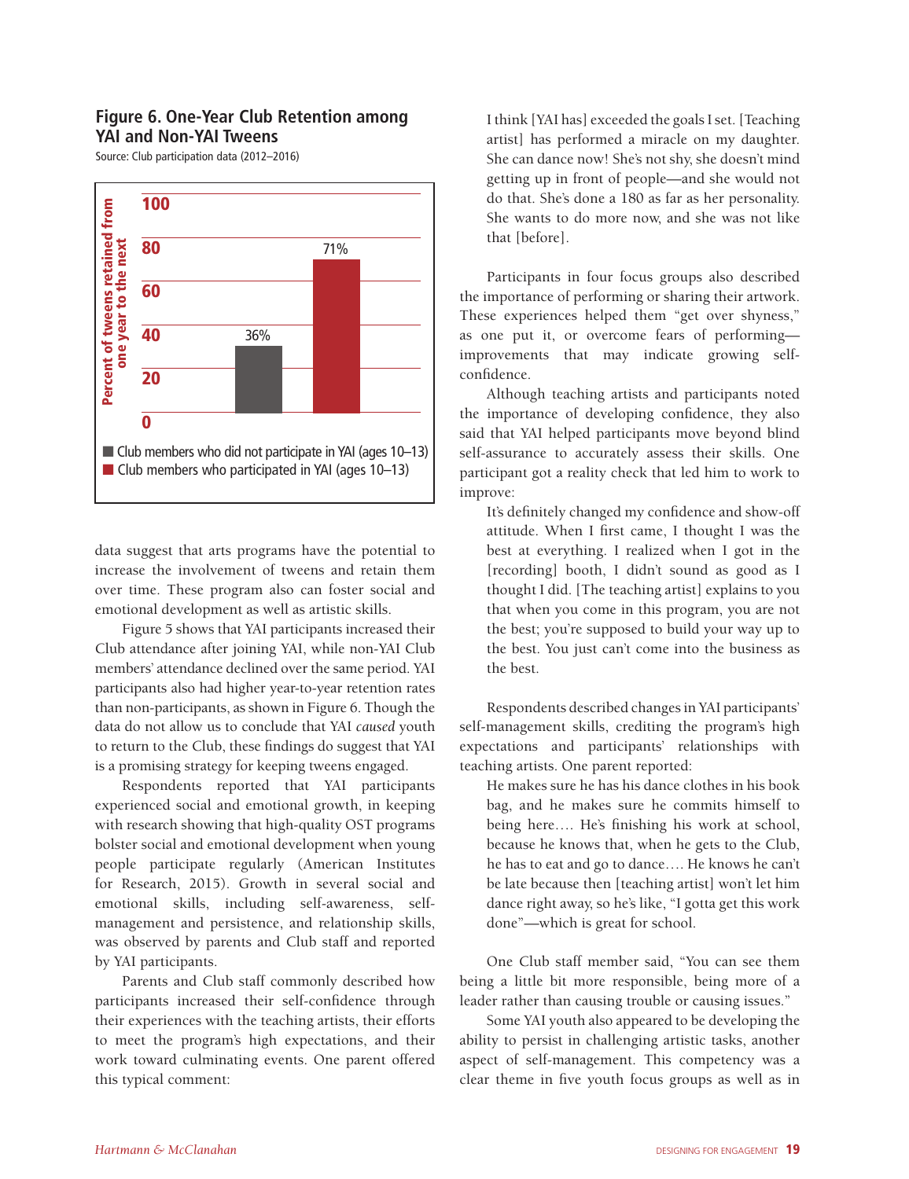### Figure 6. One-Year Club Retention among YAI and Non-YAI Tweens

Source: Club participation data (2012–2016)

| | Percent of tweens retained from one year to the next |
|---|---|
| Club members who did not participate in YAI (ages 10–13) | 36% |
| Club members who participated in YAI (ages 10–13) | 71% |

data suggest that arts programs have the potential to increase the involvement of tweens and retain them over time. These program also can foster social and emotional development as well as artistic skills.

Figure 5 shows that YAI participants increased their Club attendance after joining YAI, while non-YAI Club members' attendance declined over the same period. YAI participants also had higher year-to-year retention rates than non-participants, as shown in Figure 6. Though the data do not allow us to conclude that YAI *caused* youth to return to the Club, these findings do suggest that YAI is a promising strategy for keeping tweens engaged.

Respondents reported that YAI participants experienced social and emotional growth, in keeping with research showing that high-quality OST programs bolster social and emotional development when young people participate regularly (American Institutes for Research, 2015). Growth in several social and emotional skills, including self-awareness, self-management and persistence, and relationship skills, was observed by parents and Club staff and reported by YAI participants.

Parents and Club staff commonly described how participants increased their self-confidence through their experiences with the teaching artists, their efforts to meet the program's high expectations, and their work toward culminating events. One parent offered this typical comment:

> I think [YAI has] exceeded the goals I set. [Teaching artist] has performed a miracle on my daughter. She can dance now! She's not shy, she doesn't mind getting up in front of people—and she would not do that. She's done a 180 as far as her personality. She wants to do more now, and she was not like that [before].

Participants in four focus groups also described the importance of performing or sharing their artwork. These experiences helped them "get over shyness," as one put it, or overcome fears of performing—improvements that may indicate growing self-confidence.

Although teaching artists and participants noted the importance of developing confidence, they also said that YAI helped participants move beyond blind self-assurance to accurately assess their skills. One participant got a reality check that led him to work to improve:

> It's definitely changed my confidence and show-off attitude. When I first came, I thought I was the best at everything. I realized when I got in the [recording] booth, I didn't sound as good as I thought I did. [The teaching artist] explains to you that when you come in this program, you are not the best; you're supposed to build your way up to the best. You just can't come into the business as the best.

Respondents described changes in YAI participants' self-management skills, crediting the program's high expectations and participants' relationships with teaching artists. One parent reported:

> He makes sure he has his dance clothes in his book bag, and he makes sure he commits himself to being here…. He's finishing his work at school, because he knows that, when he gets to the Club, he has to eat and go to dance…. He knows he can't be late because then [teaching artist] won't let him dance right away, so he's like, "I gotta get this work done"—which is great for school.

One Club staff member said, "You can see them being a little bit more responsible, being more of a leader rather than causing trouble or causing issues."

Some YAI youth also appeared to be developing the ability to persist in challenging artistic tasks, another aspect of self-management. This competency was a clear theme in five youth focus groups as well as in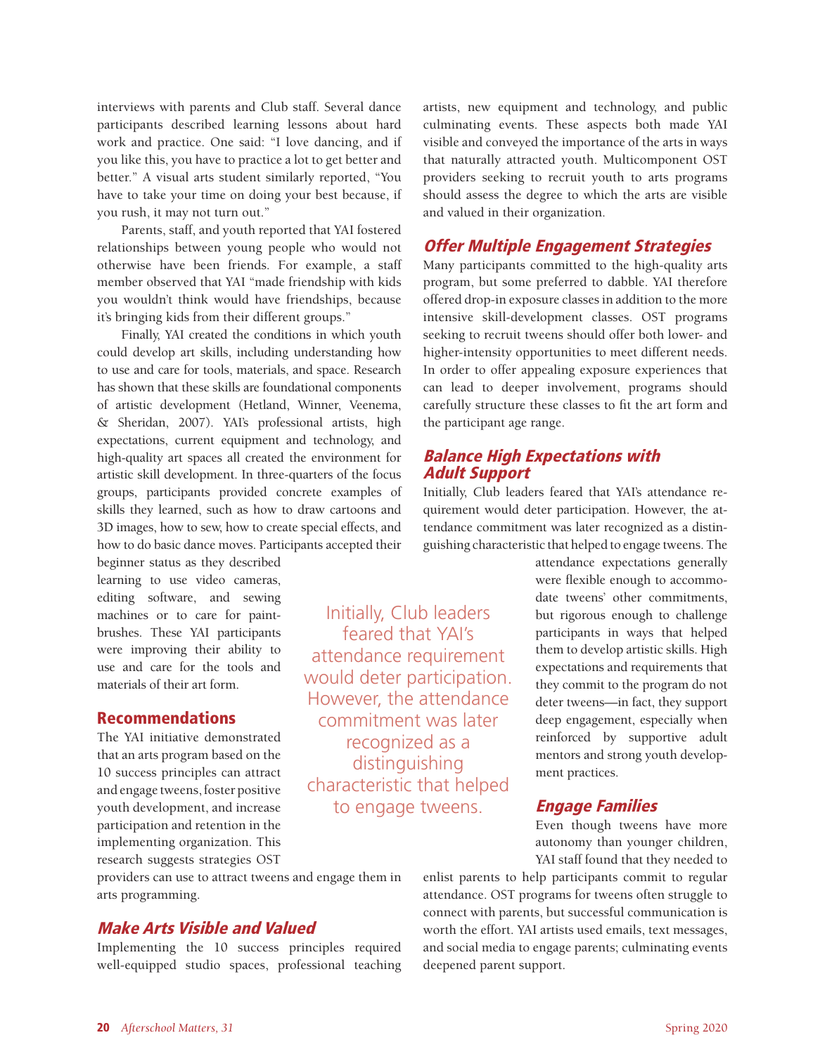interviews with parents and Club staff. Several dance participants described learning lessons about hard work and practice. One said: "I love dancing, and if you like this, you have to practice a lot to get better and better." A visual arts student similarly reported, "You have to take your time on doing your best because, if you rush, it may not turn out."

Parents, staff, and youth reported that YAI fostered relationships between young people who would not otherwise have been friends. For example, a staff member observed that YAI "made friendship with kids you wouldn't think would have friendships, because it's bringing kids from their different groups."

Finally, YAI created the conditions in which youth could develop art skills, including understanding how to use and care for tools, materials, and space. Research has shown that these skills are foundational components of artistic development (Hetland, Winner, Veenema, & Sheridan, 2007). YAI's professional artists, high expectations, current equipment and technology, and high-quality art spaces all created the environment for artistic skill development. In three-quarters of the focus groups, participants provided concrete examples of skills they learned, such as how to draw cartoons and 3D images, how to sew, how to create special effects, and how to do basic dance moves. Participants accepted their beginner status as they described learning to use video cameras, editing software, and sewing machines or to care for paintbrushes. These YAI participants were improving their ability to use and care for the tools and materials of their art form.

## Recommendations

The YAI initiative demonstrated that an arts program based on the 10 success principles can attract and engage tweens, foster positive youth development, and increase participation and retention in the implementing organization. This research suggests strategies OST providers can use to attract tweens and engage them in arts programming.

### *Make Arts Visible and Valued*

Implementing the 10 success principles required well-equipped studio spaces, professional teaching artists, new equipment and technology, and public culminating events. These aspects both made YAI visible and conveyed the importance of the arts in ways that naturally attracted youth. Multicomponent OST providers seeking to recruit youth to arts programs should assess the degree to which the arts are visible and valued in their organization.

### *Offer Multiple Engagement Strategies*

Many participants committed to the high-quality arts program, but some preferred to dabble. YAI therefore offered drop-in exposure classes in addition to the more intensive skill-development classes. OST programs seeking to recruit tweens should offer both lower- and higher-intensity opportunities to meet different needs. In order to offer appealing exposure experiences that can lead to deeper involvement, programs should carefully structure these classes to fit the art form and the participant age range.

### *Balance High Expectations with Adult Support*

Initially, Club leaders feared that YAI's attendance requirement would deter participation. However, the attendance commitment was later recognized as a distinguishing characteristic that helped to engage tweens. The attendance expectations generally were flexible enough to accommodate tweens' other commitments, but rigorous enough to challenge participants in ways that helped them to develop artistic skills. High expectations and requirements that they commit to the program do not deter tweens—in fact, they support deep engagement, especially when reinforced by supportive adult mentors and strong youth development practices.

> Initially, Club leaders feared that YAI's attendance requirement would deter participation. However, the attendance commitment was later recognized as a distinguishing characteristic that helped to engage tweens.

### *Engage Families*

Even though tweens have more autonomy than younger children, YAI staff found that they needed to enlist parents to help participants commit to regular attendance. OST programs for tweens often struggle to connect with parents, but successful communication is worth the effort. YAI artists used emails, text messages, and social media to engage parents; culminating events deepened parent support.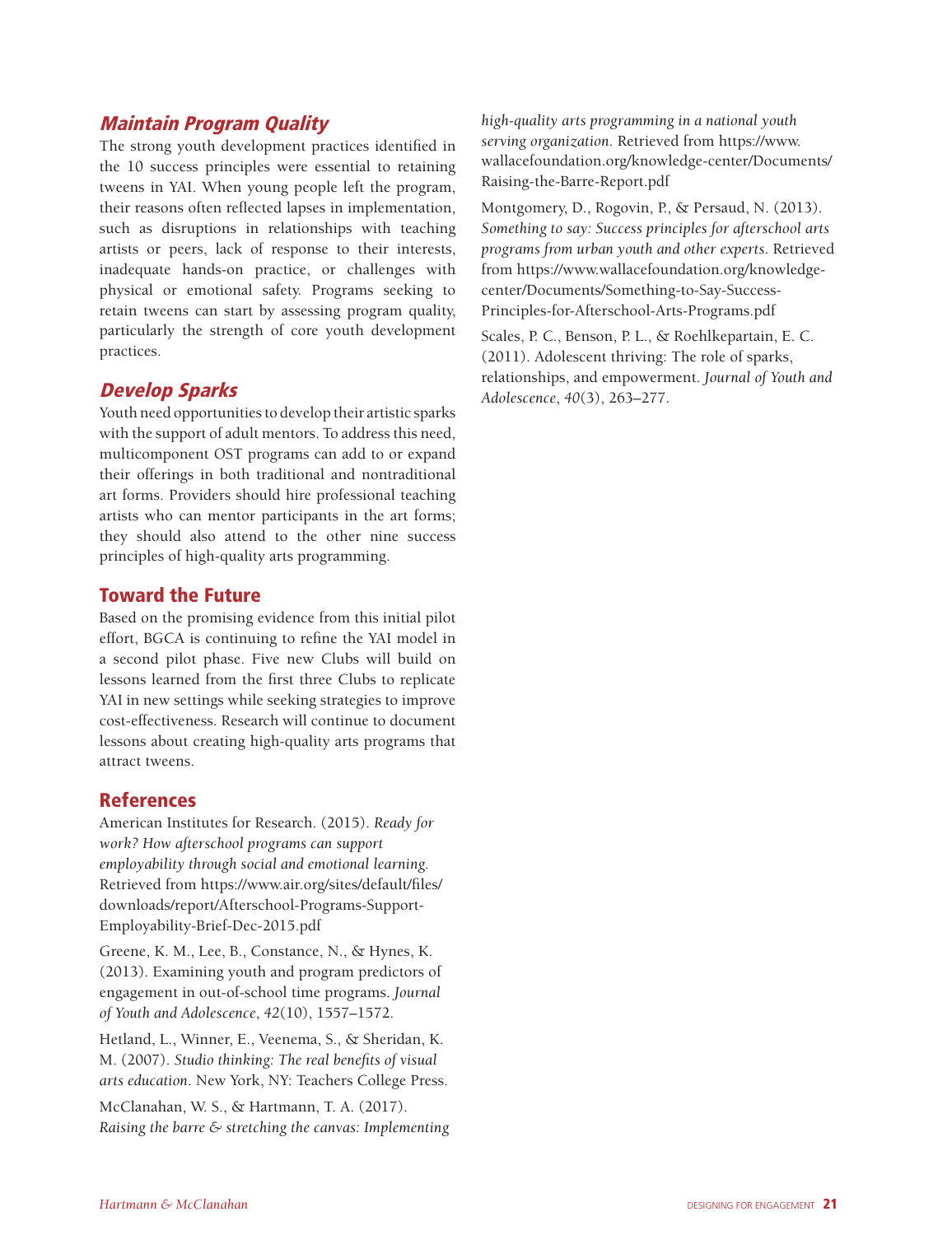## Maintain Program Quality

The strong youth development practices identified in the 10 success principles were essential to retaining tweens in YAI. When young people left the program, their reasons often reflected lapses in implementation, such as disruptions in relationships with teaching artists or peers, lack of response to their interests, inadequate hands-on practice, or challenges with physical or emotional safety. Programs seeking to retain tweens can start by assessing program quality, particularly the strength of core youth development practices.

## Develop Sparks

Youth need opportunities to develop their artistic sparks with the support of adult mentors. To address this need, multicomponent OST programs can add to or expand their offerings in both traditional and nontraditional art forms. Providers should hire professional teaching artists who can mentor participants in the art forms; they should also attend to the other nine success principles of high-quality arts programming.

## Toward the Future

Based on the promising evidence from this initial pilot effort, BGCA is continuing to refine the YAI model in a second pilot phase. Five new Clubs will build on lessons learned from the first three Clubs to replicate YAI in new settings while seeking strategies to improve cost-effectiveness. Research will continue to document lessons about creating high-quality arts programs that attract tweens.

## References

American Institutes for Research. (2015). *Ready for work? How afterschool programs can support employability through social and emotional learning.* Retrieved from https://www.air.org/sites/default/files/downloads/report/Afterschool-Programs-Support-Employability-Brief-Dec-2015.pdf

Greene, K. M., Lee, B., Constance, N., & Hynes, K. (2013). Examining youth and program predictors of engagement in out-of-school time programs. *Journal of Youth and Adolescence*, *42*(10), 1557–1572.

Hetland, L., Winner, E., Veenema, S., & Sheridan, K. M. (2007). *Studio thinking: The real benefits of visual arts education*. New York, NY: Teachers College Press.

McClanahan, W. S., & Hartmann, T. A. (2017). *Raising the barre & stretching the canvas: Implementing high-quality arts programming in a national youth serving organization*. Retrieved from https://www.wallacefoundation.org/knowledge-center/Documents/Raising-the-Barre-Report.pdf

Montgomery, D., Rogovin, P., & Persaud, N. (2013). *Something to say: Success principles for afterschool arts programs from urban youth and other experts*. Retrieved from https://www.wallacefoundation.org/knowledge-center/Documents/Something-to-Say-Success-Principles-for-Afterschool-Arts-Programs.pdf

Scales, P. C., Benson, P. L., & Roehlkepartain, E. C. (2011). Adolescent thriving: The role of sparks, relationships, and empowerment. *Journal of Youth and Adolescence*, *40*(3), 263–277.